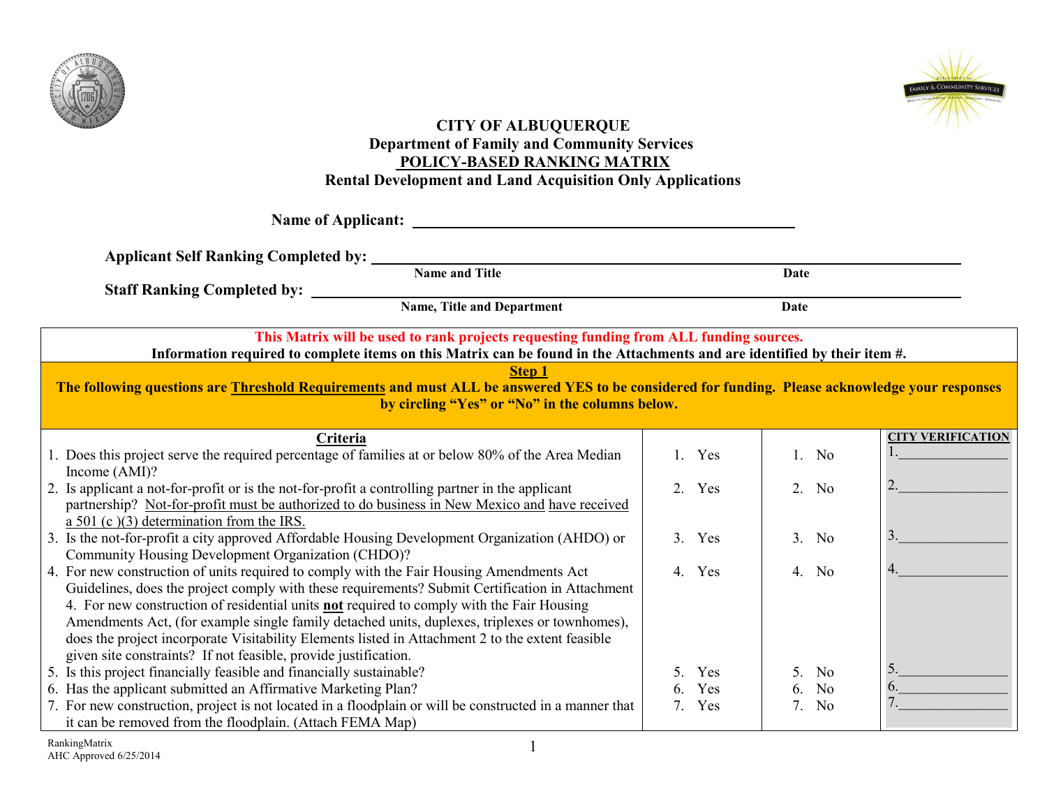# CITY OF ALBUQUERQUE
## Department of Family and Community Services
## POLICY-BASED RANKING MATRIX
## Rental Development and Land Acquisition Only Applications

**Name of Applicant:** ______________________________________________

**Applicant Self Ranking Completed by:** ______________________________________________
Name and Title — Date

**Staff Ranking Completed by:** ______________________________________________
Name, Title and Department — Date

**This Matrix will be used to rank projects requesting funding from ALL funding sources.**
**Information required to complete items on this Matrix can be found in the Attachments and are identified by their item #.**

**Step 1**
**The following questions are Threshold Requirements and must ALL be answered YES to be considered for funding. Please acknowledge your responses by circling "Yes" or "No" in the columns below.**

| Criteria | | | CITY VERIFICATION |
|---|---|---|---|
| 1. Does this project serve the required percentage of families at or below 80% of the Area Median Income (AMI)? | 1. Yes | 1. No | 1.______________ |
| 2. Is applicant a not-for-profit or is the not-for-profit a controlling partner in the applicant partnership? Not-for-profit must be authorized to do business in New Mexico and have received a 501 (c )(3) determination from the IRS. | 2. Yes | 2. No | 2.______________ |
| 3. Is the not-for-profit a city approved Affordable Housing Development Organization (AHDO) or Community Housing Development Organization (CHDO)? | 3. Yes | 3. No | 3.______________ |
| 4. For new construction of units required to comply with the Fair Housing Amendments Act Guidelines, does the project comply with these requirements? Submit Certification in Attachment 4. For new construction of residential units **not** required to comply with the Fair Housing Amendments Act, (for example single family detached units, duplexes, triplexes or townhomes), does the project incorporate Visitability Elements listed in Attachment 2 to the extent feasible given site constraints? If not feasible, provide justification. | 4. Yes | 4. No | 4.______________ |
| 5. Is this project financially feasible and financially sustainable? | 5. Yes | 5. No | 5.______________ |
| 6. Has the applicant submitted an Affirmative Marketing Plan? | 6. Yes | 6. No | 6.______________ |
| 7. For new construction, project is not located in a floodplain or will be constructed in a manner that it can be removed from the floodplain. (Attach FEMA Map) | 7. Yes | 7. No | 7.______________ |

RankingMatrix
AHC Approved 6/25/2014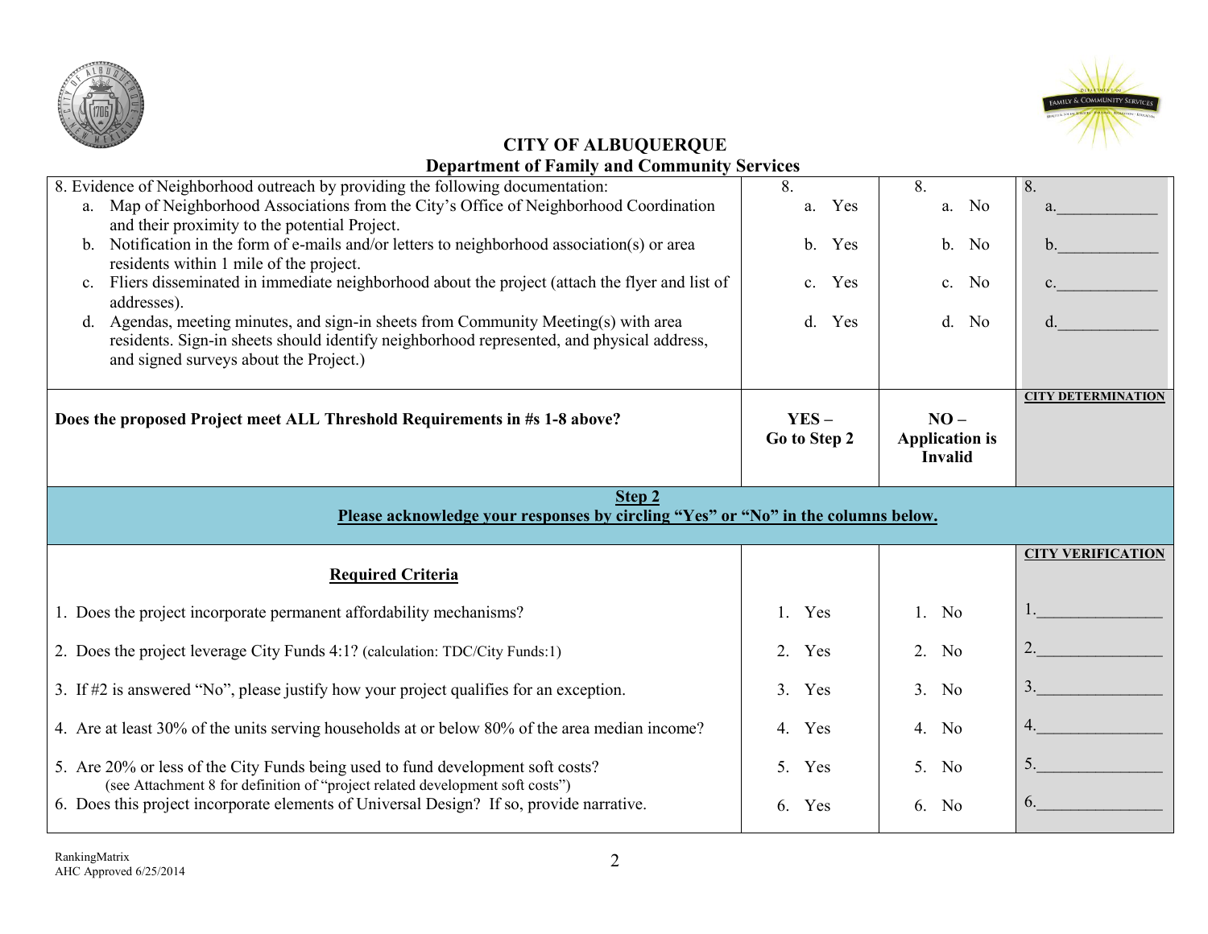# CITY OF ALBUQUERQUE
## Department of Family and Community Services

| | | | |
|---|---|---|---|
| 8. Evidence of Neighborhood outreach by providing the following documentation:<br>a. Map of Neighborhood Associations from the City's Office of Neighborhood Coordination and their proximity to the potential Project.<br>b. Notification in the form of e-mails and/or letters to neighborhood association(s) or area residents within 1 mile of the project.<br>c. Fliers disseminated in immediate neighborhood about the project (attach the flyer and list of addresses).<br>d. Agendas, meeting minutes, and sign-in sheets from Community Meeting(s) with area residents. Sign-in sheets should identify neighborhood represented, and physical address, and signed surveys about the Project.) | 8.<br>a. Yes<br><br>b. Yes<br><br>c. Yes<br><br>d. Yes | 8.<br>a. No<br><br>b. No<br><br>c. No<br><br>d. No | 8.<br>a.____________<br><br>b.____________<br><br>c.____________<br><br>d.____________ |
| **Does the proposed Project meet ALL Threshold Requirements in #s 1-8 above?** | **YES – Go to Step 2** | **NO – Application is Invalid** | **CITY DETERMINATION** |
| **Step 2**<br>**Please acknowledge your responses by circling "Yes" or "No" in the columns below.** | | | |
| **Required Criteria** | | | **CITY VERIFICATION** |
| 1. Does the project incorporate permanent affordability mechanisms? | 1. Yes | 1. No | 1.______________ |
| 2. Does the project leverage City Funds 4:1? (calculation: TDC/City Funds:1) | 2. Yes | 2. No | 2.______________ |
| 3. If #2 is answered "No", please justify how your project qualifies for an exception. | 3. Yes | 3. No | 3.______________ |
| 4. Are at least 30% of the units serving households at or below 80% of the area median income? | 4. Yes | 4. No | 4.______________ |
| 5. Are 20% or less of the City Funds being used to fund development soft costs? (see Attachment 8 for definition of "project related development soft costs") | 5. Yes | 5. No | 5.______________ |
| 6. Does this project incorporate elements of Universal Design? If so, provide narrative. | 6. Yes | 6. No | 6.______________ |

RankingMatrix
AHC Approved 6/25/2014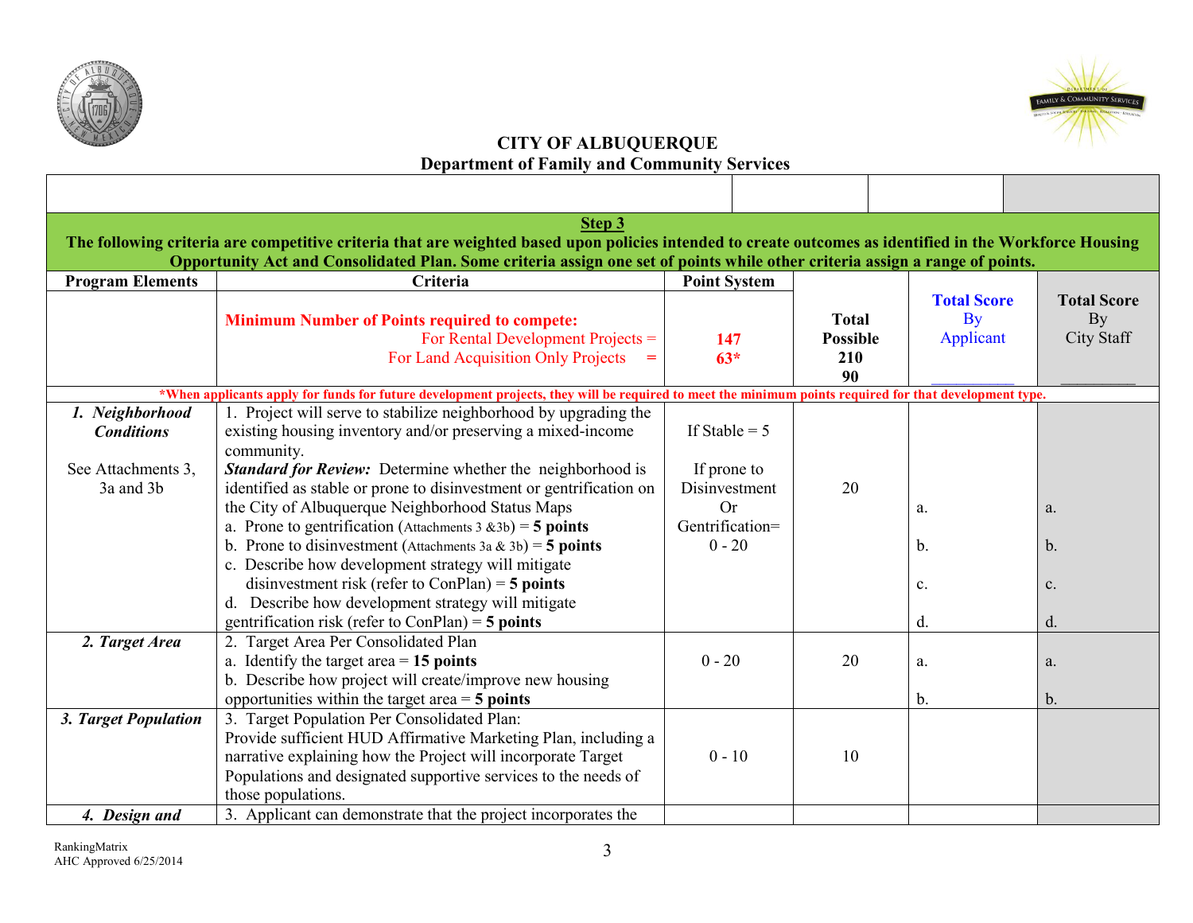**CITY OF ALBUQUERQUE**
**Department of Family and Community Services**

**Step 3**

**The following criteria are competitive criteria that are weighted based upon policies intended to create outcomes as identified in the Workforce Housing Opportunity Act and Consolidated Plan. Some criteria assign one set of points while other criteria assign a range of points.**

| Program Elements | Criteria | Point System | Total Possible | Total Score By Applicant | Total Score By City Staff |
|---|---|---|---|---|---|
| | **Minimum Number of Points required to compete:** For Rental Development Projects = For Land Acquisition Only Projects = | **147** **63*** | **Total Possible** **210** **90** | | |
| *When applicants apply for funds for future development projects, they will be required to meet the minimum points required for that development type. | | | | | |
| ***1. Neighborhood Conditions*** See Attachments 3, 3a and 3b | 1. Project will serve to stabilize neighborhood by upgrading the existing housing inventory and/or preserving a mixed-income community. ***Standard for Review:*** Determine whether the neighborhood is identified as stable or prone to disinvestment or gentrification on the City of Albuquerque Neighborhood Status Maps a. Prone to gentrification (Attachments 3 &3b) = **5 points** b. Prone to disinvestment (Attachments 3a & 3b) = **5 points** c. Describe how development strategy will mitigate disinvestment risk (refer to ConPlan) = **5 points** d. Describe how development strategy will mitigate gentrification risk (refer to ConPlan) = **5 points** | If Stable = 5 If prone to Disinvestment Or Gentrification= 0 - 20 | 20 | a. b. c. d. | a. b. c. d. |
| ***2. Target Area*** | 2. Target Area Per Consolidated Plan a. Identify the target area = **15 points** b. Describe how project will create/improve new housing opportunities within the target area = **5 points** | 0 - 20 | 20 | a. b. | a. b. |
| ***3. Target Population*** | 3. Target Population Per Consolidated Plan: Provide sufficient HUD Affirmative Marketing Plan, including a narrative explaining how the Project will incorporate Target Populations and designated supportive services to the needs of those populations. | 0 - 10 | 10 | | |
| ***4. Design and*** | 3. Applicant can demonstrate that the project incorporates the | | | | |

RankingMatrix
AHC Approved 6/25/2014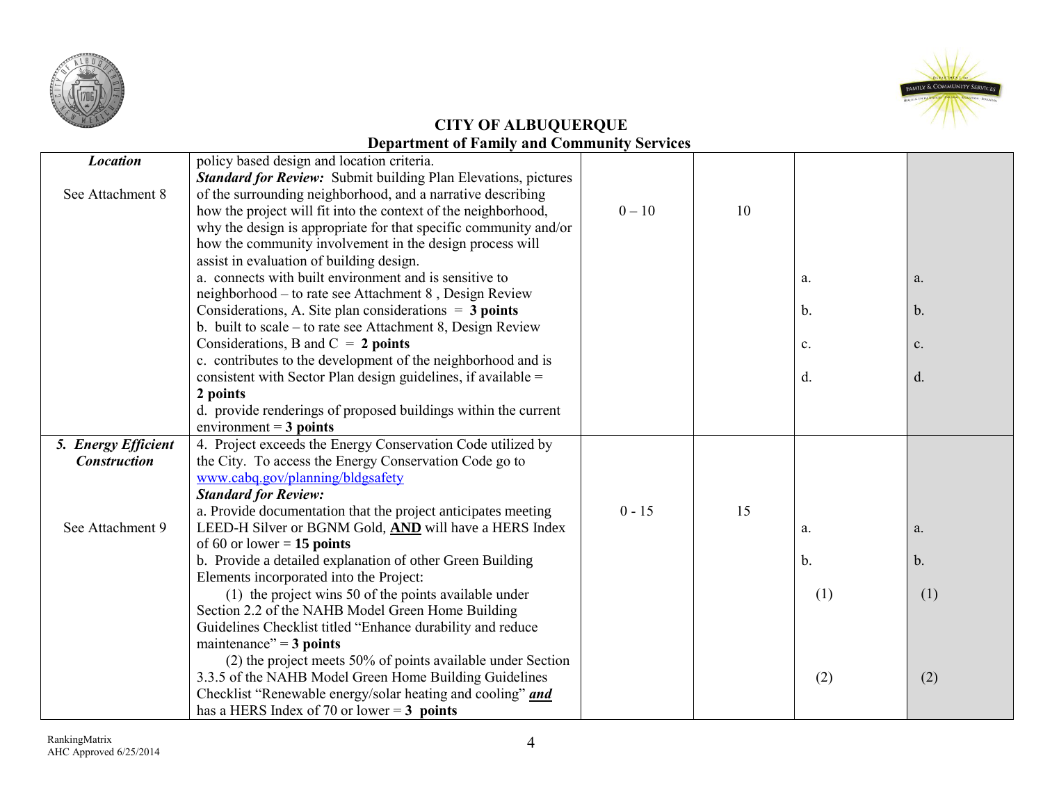# CITY OF ALBUQUERQUE

## Department of Family and Community Services

| | | | | | |
|---|---|---|---|---|---|
| ***Location***<br><br>See Attachment 8 | policy based design and location criteria.<br>***Standard for Review:*** Submit building Plan Elevations, pictures of the surrounding neighborhood, and a narrative describing how the project will fit into the context of the neighborhood, why the design is appropriate for that specific community and/or how the community involvement in the design process will assist in evaluation of building design.<br>a. connects with built environment and is sensitive to neighborhood – to rate see Attachment 8 , Design Review Considerations, A. Site plan considerations = **3 points**<br>b. built to scale – to rate see Attachment 8, Design Review Considerations, B and C = **2 points**<br>c. contributes to the development of the neighborhood and is consistent with Sector Plan design guidelines, if available = **2 points**<br>d. provide renderings of proposed buildings within the current environment = **3 points** | 0 – 10 | 10 | a.<br>b.<br>c.<br>d. | a.<br>b.<br>c.<br>d. |
| ***5. Energy Efficient Construction***<br><br>See Attachment 9 | 4. Project exceeds the Energy Conservation Code utilized by the City. To access the Energy Conservation Code go to [www.cabq.gov/planning/bldgsafety](www.cabq.gov/planning/bldgsafety)<br>***Standard for Review:***<br>a. Provide documentation that the project anticipates meeting LEED-H Silver or BGNM Gold, **AND** will have a HERS Index of 60 or lower = **15 points**<br>b. Provide a detailed explanation of other Green Building Elements incorporated into the Project:<br>(1) the project wins 50 of the points available under Section 2.2 of the NAHB Model Green Home Building Guidelines Checklist titled "Enhance durability and reduce maintenance" = **3 points**<br>(2) the project meets 50% of points available under Section 3.3.5 of the NAHB Model Green Home Building Guidelines Checklist "Renewable energy/solar heating and cooling" ***and*** has a HERS Index of 70 or lower = **3 points** | 0 - 15 | 15 | a.<br>b.<br>(1)<br>(2) | a.<br>b.<br>(1)<br>(2) |

RankingMatrix
AHC Approved 6/25/2014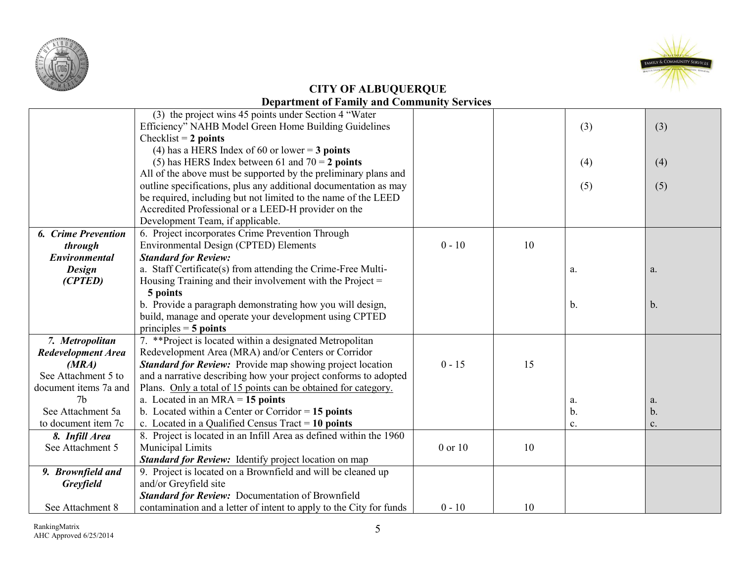# CITY OF ALBUQUERQUE
## Department of Family and Community Services

| | | | | | |
|---|---|---|---|---|---|
| | (3) the project wins 45 points under Section 4 "Water Efficiency" NAHB Model Green Home Building Guidelines Checklist = **2 points**<br>(4) has a HERS Index of 60 or lower = **3 points**<br>(5) has HERS Index between 61 and 70 = **2 points**<br>All of the above must be supported by the preliminary plans and outline specifications, plus any additional documentation as may be required, including but not limited to the name of the LEED Accredited Professional or a LEED-H provider on the Development Team, if applicable. | | | (3)<br>(4)<br>(5) | (3)<br>(4)<br>(5) |
| ***6. Crime Prevention through Environmental Design (CPTED)*** | 6. Project incorporates Crime Prevention Through Environmental Design (CPTED) Elements<br>***Standard for Review:***<br>a. Staff Certificate(s) from attending the Crime-Free Multi-Housing Training and their involvement with the Project = **5 points**<br>b. Provide a paragraph demonstrating how you will design, build, manage and operate your development using CPTED principles = **5 points** | 0 - 10 | 10 | a.<br>b. | a.<br>b. |
| ***7. Metropolitan Redevelopment Area (MRA)***<br>See Attachment 5 to document items 7a and 7b<br>See Attachment 5a to document item 7c | 7. **Project is located within a designated Metropolitan Redevelopment Area (MRA) and/or Centers or Corridor<br>***Standard for Review:*** Provide map showing project location and a narrative describing how your project conforms to adopted Plans. <u>Only a total of 15 points can be obtained for category.</u><br>a. Located in an MRA = **15 points**<br>b. Located within a Center or Corridor = **15 points**<br>c. Located in a Qualified Census Tract = **10 points** | 0 - 15 | 15 | a.<br>b.<br>c. | a.<br>b.<br>c. |
| ***8. Infill Area***<br>See Attachment 5 | 8. Project is located in an Infill Area as defined within the 1960 Municipal Limits<br>***Standard for Review:*** Identify project location on map | 0 or 10 | 10 | | |
| ***9. Brownfield and Greyfield***<br>See Attachment 8 | 9. Project is located on a Brownfield and will be cleaned up and/or Greyfield site<br>***Standard for Review:*** Documentation of Brownfield contamination and a letter of intent to apply to the City for funds | 0 - 10 | 10 | | |

RankingMatrix
AHC Approved 6/25/2014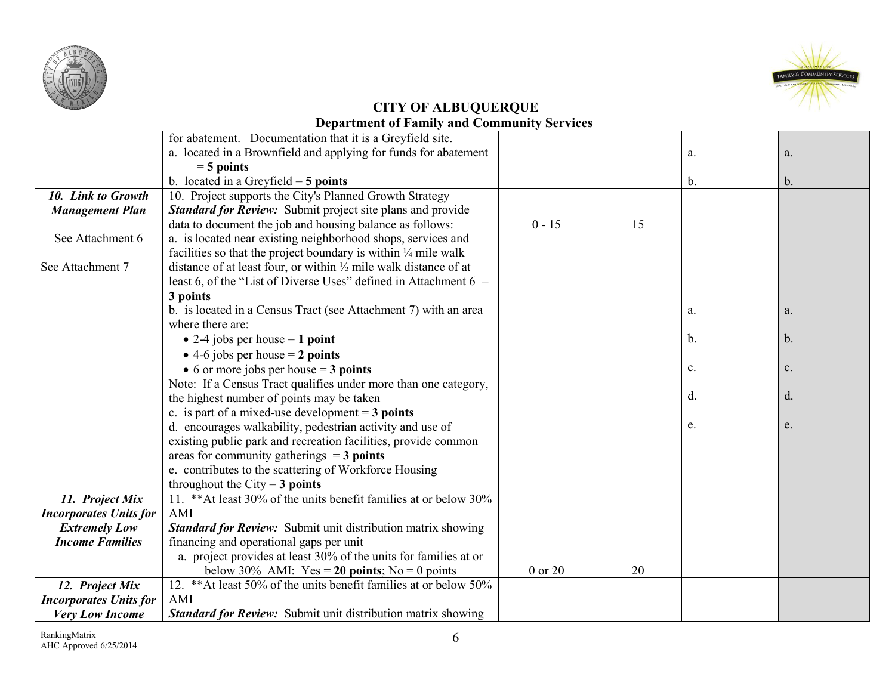# CITY OF ALBUQUERQUE
## Department of Family and Community Services

| | | | | | |
|---|---|---|---|---|---|
| | for abatement. Documentation that it is a Greyfield site.<br>a. located in a Brownfield and applying for funds for abatement = **5 points**<br>b. located in a Greyfield = **5 points** | | | a.<br><br>b. | a.<br><br>b. |
| ***10. Link to Growth Management Plan***<br><br>See Attachment 6<br><br>See Attachment 7 | 10. Project supports the City's Planned Growth Strategy<br>***Standard for Review:*** Submit project site plans and provide data to document the job and housing balance as follows:<br>a. is located near existing neighborhood shops, services and facilities so that the project boundary is within ¼ mile walk distance of at least four, or within ½ mile walk distance of at least 6, of the "List of Diverse Uses" defined in Attachment 6 = **3 points**<br>b. is located in a Census Tract (see Attachment 7) with an area where there are:<br>• 2-4 jobs per house = **1 point**<br>• 4-6 jobs per house = **2 points**<br>• 6 or more jobs per house = **3 points**<br>Note: If a Census Tract qualifies under more than one category, the highest number of points may be taken<br>c. is part of a mixed-use development = **3 points**<br>d. encourages walkability, pedestrian activity and use of existing public park and recreation facilities, provide common areas for community gatherings = **3 points**<br>e. contributes to the scattering of Workforce Housing throughout the City = **3 points** | 0 - 15 | 15 | a.<br>b.<br>c.<br>d.<br>e. | a.<br>b.<br>c.<br>d.<br>e. |
| ***11. Project Mix Incorporates Units for Extremely Low Income Families*** | 11. **At least 30% of the units benefit families at or below 30% AMI<br>***Standard for Review:*** Submit unit distribution matrix showing financing and operational gaps per unit<br>a. project provides at least 30% of the units for families at or below 30% AMI: Yes = **20 points**; No = 0 points | 0 or 20 | 20 | | |
| ***12. Project Mix Incorporates Units for Very Low Income*** | 12. **At least 50% of the units benefit families at or below 50% AMI<br>***Standard for Review:*** Submit unit distribution matrix showing | | | | |

RankingMatrix
AHC Approved 6/25/2014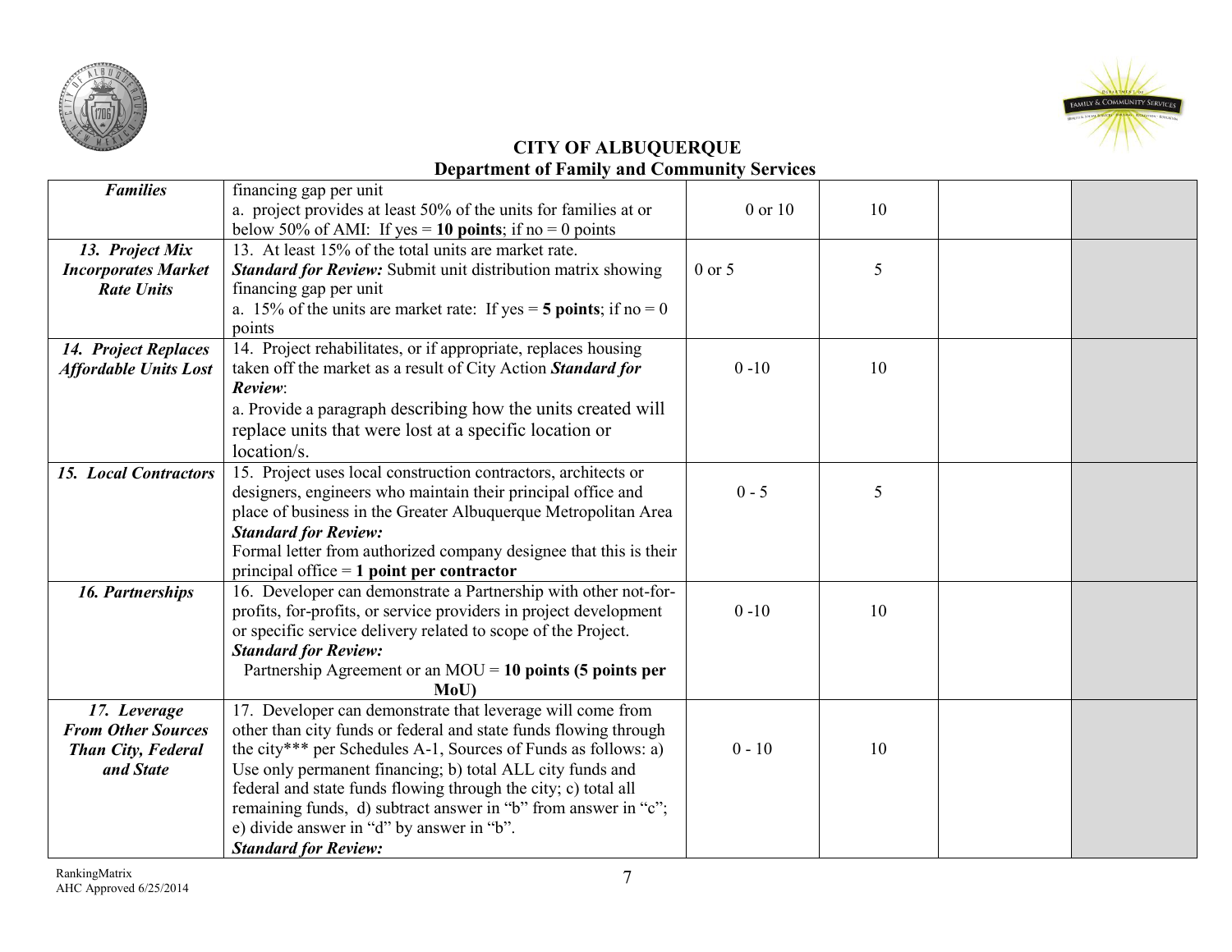**CITY OF ALBUQUERQUE**
**Department of Family and Community Services**

| | | | | | |
|---|---|---|---|---|---|
| ***Families*** | financing gap per unit<br>a. project provides at least 50% of the units for families at or below 50% of AMI: If yes = **10 points**; if no = 0 points | 0 or 10 | 10 | | |
| ***13. Project Mix Incorporates Market Rate Units*** | 13. At least 15% of the total units are market rate.<br>***Standard for Review:*** Submit unit distribution matrix showing financing gap per unit<br>a. 15% of the units are market rate: If yes = **5 points**; if no = 0 points | 0 or 5 | 5 | | |
| ***14. Project Replaces Affordable Units Lost*** | 14. Project rehabilitates, or if appropriate, replaces housing taken off the market as a result of City Action ***Standard for Review***:<br>a. Provide a paragraph describing how the units created will replace units that were lost at a specific location or location/s. | 0 -10 | 10 | | |
| ***15. Local Contractors*** | 15. Project uses local construction contractors, architects or designers, engineers who maintain their principal office and place of business in the Greater Albuquerque Metropolitan Area<br>***Standard for Review:***<br>Formal letter from authorized company designee that this is their principal office = **1 point per contractor** | 0 - 5 | 5 | | |
| ***16. Partnerships*** | 16. Developer can demonstrate a Partnership with other not-for-profits, for-profits, or service providers in project development or specific service delivery related to scope of the Project.<br>***Standard for Review:***<br>Partnership Agreement or an MOU = **10 points (5 points per MoU)** | 0 -10 | 10 | | |
| ***17. Leverage From Other Sources Than City, Federal and State*** | 17. Developer can demonstrate that leverage will come from other than city funds or federal and state funds flowing through the city*** per Schedules A-1, Sources of Funds as follows: a) Use only permanent financing; b) total ALL city funds and federal and state funds flowing through the city; c) total all remaining funds, d) subtract answer in "b" from answer in "c"; e) divide answer in "d" by answer in "b".<br>***Standard for Review:*** | 0 - 10 | 10 | | |

RankingMatrix
AHC Approved 6/25/2014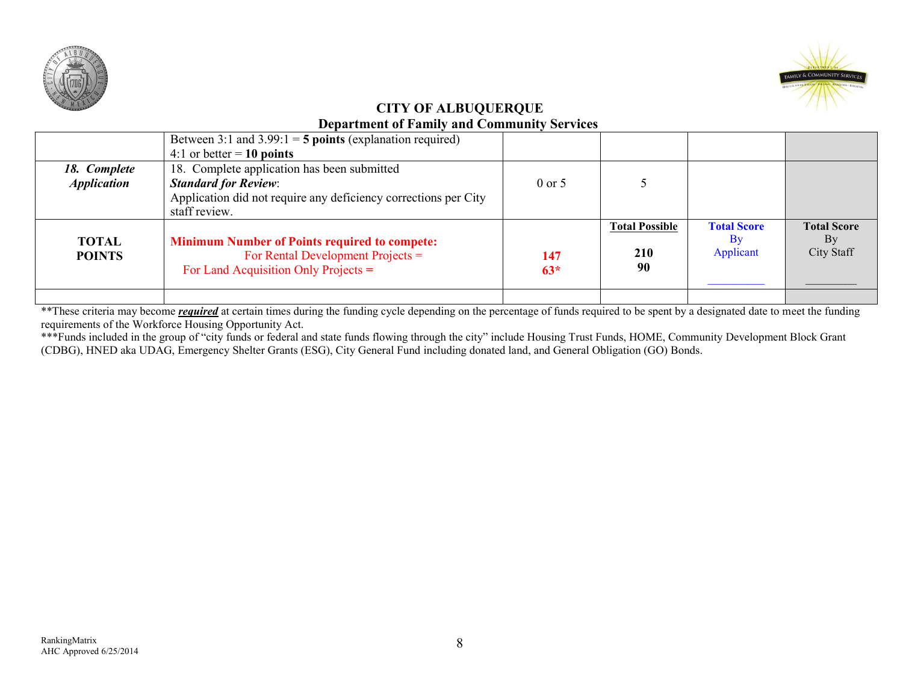**CITY OF ALBUQUERQUE**
**Department of Family and Community Services**

| | | | | | |
|---|---|---|---|---|---|
| | Between 3:1 and 3.99:1 = **5 points** (explanation required)<br>4:1 or better = **10 points** | | | | |
| ***18. Complete Application*** | 18. Complete application has been submitted<br>***Standard for Review***:<br>Application did not require any deficiency corrections per City staff review. | 0 or 5 | 5 | | |
| **TOTAL POINTS** | **Minimum Number of Points required to compete:**<br>For Rental Development Projects =<br>For Land Acquisition Only Projects **=** | **147**<br>**63*** | **Total Possible**<br><br>**210**<br>**90** | **Total Score** By Applicant<br>__________ | **Total Score** By City Staff<br>__________ |
| | | | | | |

**These criteria may become ***required*** at certain times during the funding cycle depending on the percentage of funds required to be spent by a designated date to meet the funding requirements of the Workforce Housing Opportunity Act.

***Funds included in the group of "city funds or federal and state funds flowing through the city" include Housing Trust Funds, HOME, Community Development Block Grant (CDBG), HNED aka UDAG, Emergency Shelter Grants (ESG), City General Fund including donated land, and General Obligation (GO) Bonds.

RankingMatrix
AHC Approved 6/25/2014